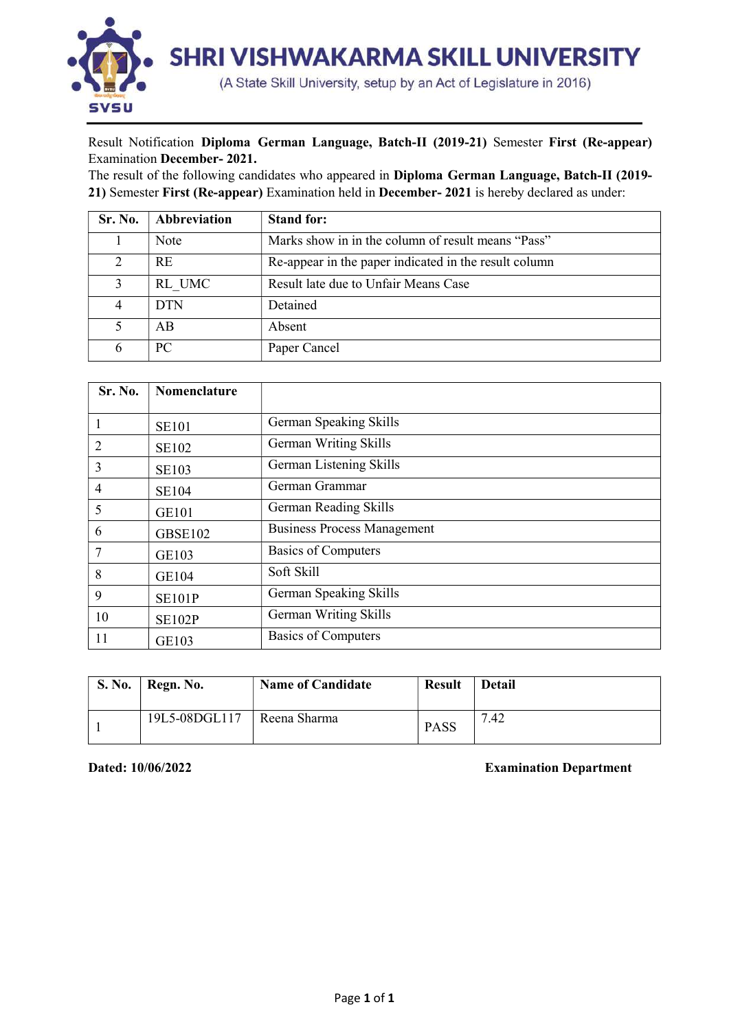# SHRI VISHWAKARMA SKILL UNIVERSITY

(A State Skill University, setup by an Act of Legislature in 2016)

Result Notification **Diploma German Language, Batch-II (2019-21)** Semester **First (Re-appear)** Examination **December- 2021.**

The result of the following candidates who appeared in **Diploma German Language, Batch-II (2019-21)** Semester **First (Re-appear)** Examination held in **December- 2021** is hereby declared as under:

| Sr. No. | Abbreviation | Stand for: |
|---|---|---|
| 1 | Note | Marks show in in the column of result means "Pass" |
| 2 | RE | Re-appear in the paper indicated in the result column |
| 3 | RL_UMC | Result late due to Unfair Means Case |
| 4 | DTN | Detained |
| 5 | AB | Absent |
| 6 | PC | Paper Cancel |

| Sr. No. | Nomenclature | |
|---|---|---|
| 1 | SE101 | German Speaking Skills |
| 2 | SE102 | German Writing Skills |
| 3 | SE103 | German Listening Skills |
| 4 | SE104 | German Grammar |
| 5 | GE101 | German Reading Skills |
| 6 | GBSE102 | Business Process Management |
| 7 | GE103 | Basics of Computers |
| 8 | GE104 | Soft Skill |
| 9 | SE101P | German Speaking Skills |
| 10 | SE102P | German Writing Skills |
| 11 | GE103 | Basics of Computers |

| S. No. | Regn. No. | Name of Candidate | Result | Detail |
|---|---|---|---|---|
| 1 | 19L5-08DGL117 | Reena Sharma | PASS | 7.42 |

**Dated: 10/06/2022** **Examination Department**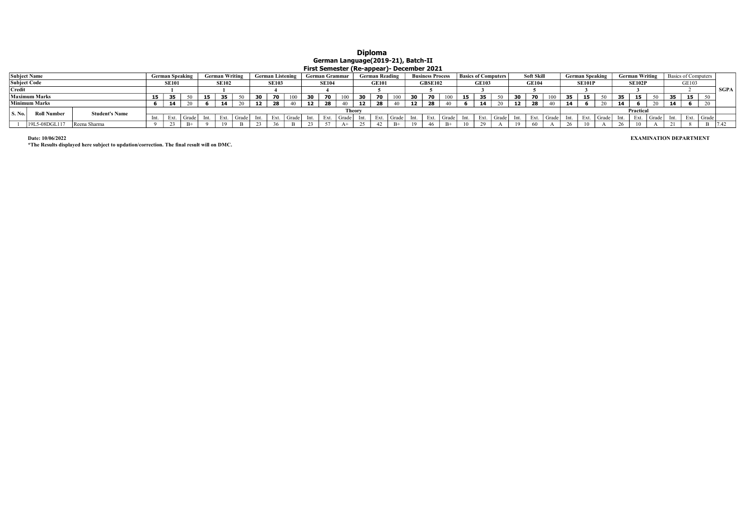# Diploma

## German Language(2019-21), Batch-II

### First Semester (Re-appear)- December 2021

| Subject Name | | | German Speaking | | | German Writing | | | German Listening | | | German Grammar | | | German Reading | | | Business Process | | | Basics of Computers | | | Soft Skill | | | German Speaking | | | German Writing | | | Basics of Computers | | | SGPA |
|---|---|---|---|---|---|---|---|---|---|---|---|---|---|---|---|---|---|---|---|---|---|---|---|---|---|---|---|---|---|---|---|---|---|---|---|---|
| Subject Code | | | SE101 | | | SE102 | | | SE103 | | | SE104 | | | GE101 | | | GBSE102 | | | GE103 | | | GE104 | | | SE101P | | | SE102P | | | GE103 | | | |
| Credit | | | 1 | | | 1 | | | 4 | | | 4 | | | 5 | | | 5 | | | 3 | | | 5 | | | 3 | | | 3 | | | 2 | | | |
| Maximum Marks | | | 15 | 35 | 50 | 15 | 35 | 50 | 30 | 70 | 100 | 30 | 70 | 100 | 30 | 70 | 100 | 30 | 70 | 100 | 15 | 35 | 50 | 30 | 70 | 100 | 35 | 15 | 50 | 35 | 15 | 50 | 35 | 15 | 50 | |
| Minimum Marks | | | 6 | 14 | 20 | 6 | 14 | 20 | 12 | 28 | 40 | 12 | 28 | 40 | 12 | 28 | 40 | 12 | 28 | 40 | 6 | 14 | 20 | 12 | 28 | 40 | 14 | 6 | 20 | 14 | 6 | 20 | 14 | 6 | 20 | |
| S. No. | Roll Number | Student's Name | Theory | | | | | | | | | | | | | | | | | | | | | | | | Practical | | | | | | | | | |
| | | | Int. | Ext. | Grade | Int. | Ext. | Grade | Int. | Ext. | Grade | Int. | Ext. | Grade | Int. | Ext. | Grade | Int. | Ext. | Grade | Int. | Ext. | Grade | Int. | Ext. | Grade | Int. | Ext. | Grade | Int. | Ext. | Grade | Int. | Ext. | Grade | |
| 1 | 19L5-08DGL117 | Reena Sharma | 9 | 23 | B+ | 9 | 19 | B | 23 | 36 | B | 23 | 57 | A+ | 25 | 42 | B+ | 19 | 46 | B+ | 10 | 29 | A | 19 | 60 | A | 26 | 10 | A | 26 | 10 | A | 21 | 8 | B | 7.42 |

**Date: 10/06/2022**

**EXAMINATION DEPARTMENT**

**\*The Results displayed here subject to updation/correction. The final result will on DMC.**